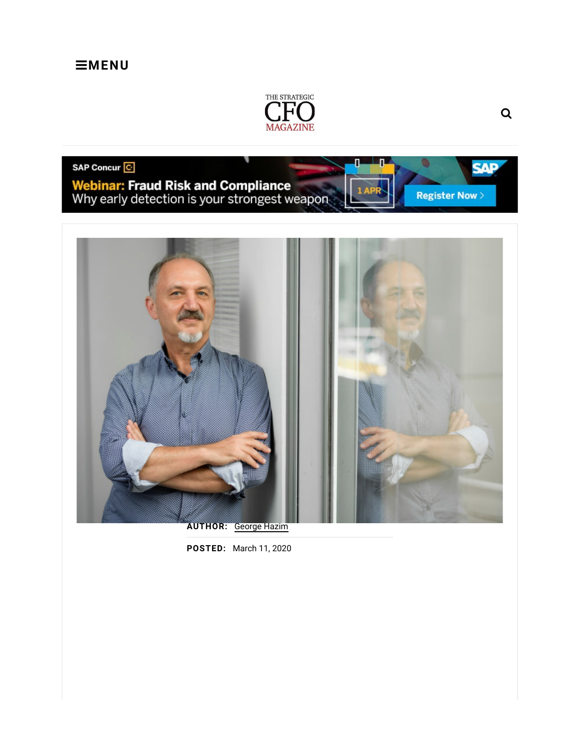≡MENU

THE STRATEGIC
CFO
MAGAZINE

SAP Concur

**Webinar: Fraud Risk and Compliance**
Why early detection is your strongest weapon

1 APR

Register Now >

**AUTHOR:** George Hazim

**POSTED:** March 11, 2020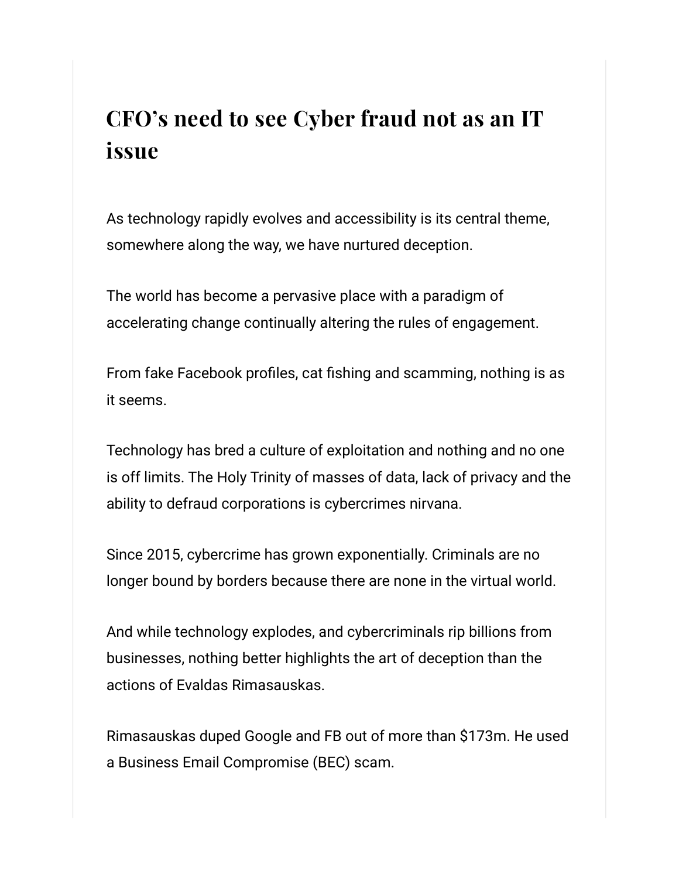# CFO's need to see Cyber fraud not as an IT issue

As technology rapidly evolves and accessibility is its central theme, somewhere along the way, we have nurtured deception.

The world has become a pervasive place with a paradigm of accelerating change continually altering the rules of engagement.

From fake Facebook profiles, cat fishing and scamming, nothing is as it seems.

Technology has bred a culture of exploitation and nothing and no one is off limits. The Holy Trinity of masses of data, lack of privacy and the ability to defraud corporations is cybercrimes nirvana.

Since 2015, cybercrime has grown exponentially. Criminals are no longer bound by borders because there are none in the virtual world.

And while technology explodes, and cybercriminals rip billions from businesses, nothing better highlights the art of deception than the actions of Evaldas Rimasauskas.

Rimasauskas duped Google and FB out of more than $173m. He used a Business Email Compromise (BEC) scam.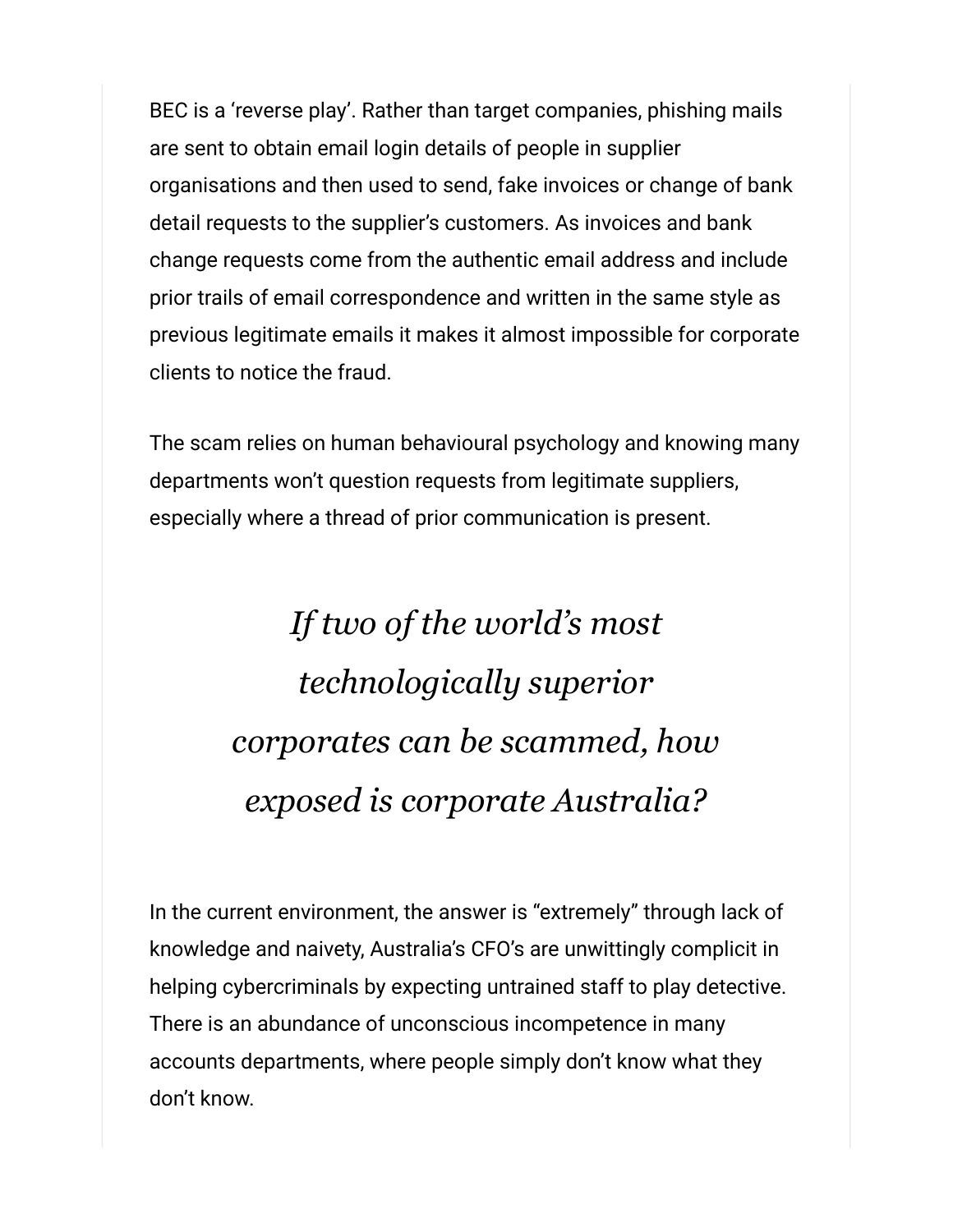BEC is a ‘reverse play’. Rather than target companies, phishing mails are sent to obtain email login details of people in supplier organisations and then used to send, fake invoices or change of bank detail requests to the supplier’s customers. As invoices and bank change requests come from the authentic email address and include prior trails of email correspondence and written in the same style as previous legitimate emails it makes it almost impossible for corporate clients to notice the fraud.

The scam relies on human behavioural psychology and knowing many departments won’t question requests from legitimate suppliers, especially where a thread of prior communication is present.

> *If two of the world’s most technologically superior corporates can be scammed, how exposed is corporate Australia?*

In the current environment, the answer is “extremely” through lack of knowledge and naivety, Australia’s CFO’s are unwittingly complicit in helping cybercriminals by expecting untrained staff to play detective. There is an abundance of unconscious incompetence in many accounts departments, where people simply don’t know what they don’t know.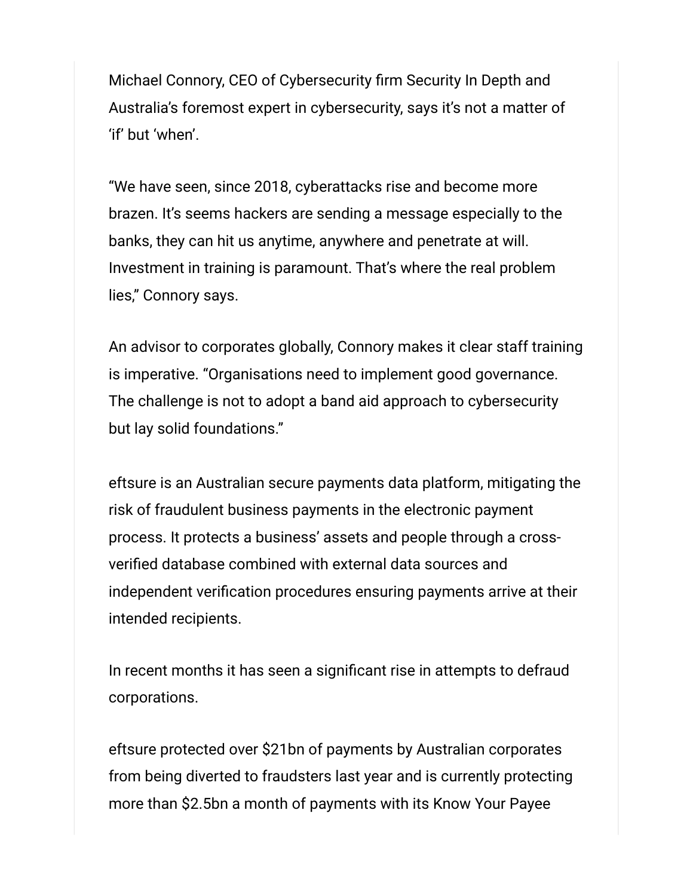Michael Connory, CEO of Cybersecurity firm Security In Depth and Australia's foremost expert in cybersecurity, says it's not a matter of 'if' but 'when'.

"We have seen, since 2018, cyberattacks rise and become more brazen. It's seems hackers are sending a message especially to the banks, they can hit us anytime, anywhere and penetrate at will. Investment in training is paramount. That's where the real problem lies," Connory says.

An advisor to corporates globally, Connory makes it clear staff training is imperative. "Organisations need to implement good governance. The challenge is not to adopt a band aid approach to cybersecurity but lay solid foundations."

eftsure is an Australian secure payments data platform, mitigating the risk of fraudulent business payments in the electronic payment process. It protects a business' assets and people through a cross-verified database combined with external data sources and independent verification procedures ensuring payments arrive at their intended recipients.

In recent months it has seen a significant rise in attempts to defraud corporations.

eftsure protected over $21bn of payments by Australian corporates from being diverted to fraudsters last year and is currently protecting more than $2.5bn a month of payments with its Know Your Payee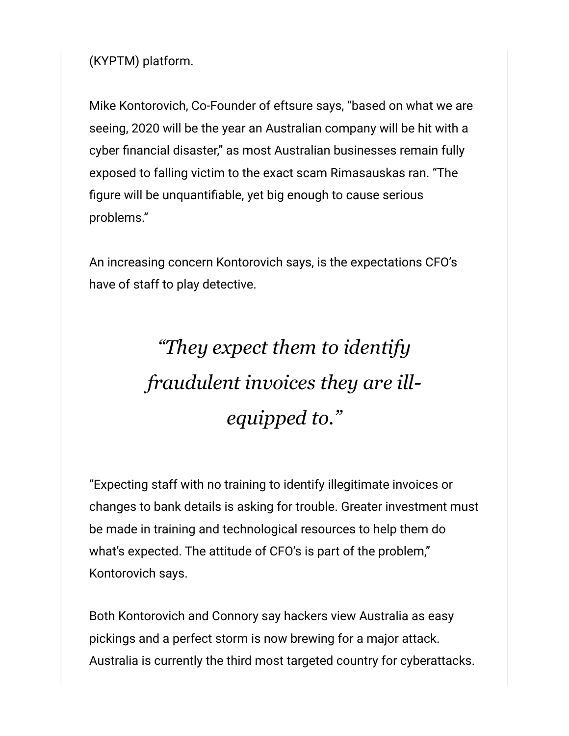(KYPTM) platform.

Mike Kontorovich, Co-Founder of eftsure says, "based on what we are seeing, 2020 will be the year an Australian company will be hit with a cyber financial disaster," as most Australian businesses remain fully exposed to falling victim to the exact scam Rimasauskas ran. "The figure will be unquantifiable, yet big enough to cause serious problems."

An increasing concern Kontorovich says, is the expectations CFO's have of staff to play detective.

> *"They expect them to identify fraudulent invoices they are ill-equipped to."*

"Expecting staff with no training to identify illegitimate invoices or changes to bank details is asking for trouble. Greater investment must be made in training and technological resources to help them do what's expected. The attitude of CFO's is part of the problem," Kontorovich says.

Both Kontorovich and Connory say hackers view Australia as easy pickings and a perfect storm is now brewing for a major attack. Australia is currently the third most targeted country for cyberattacks.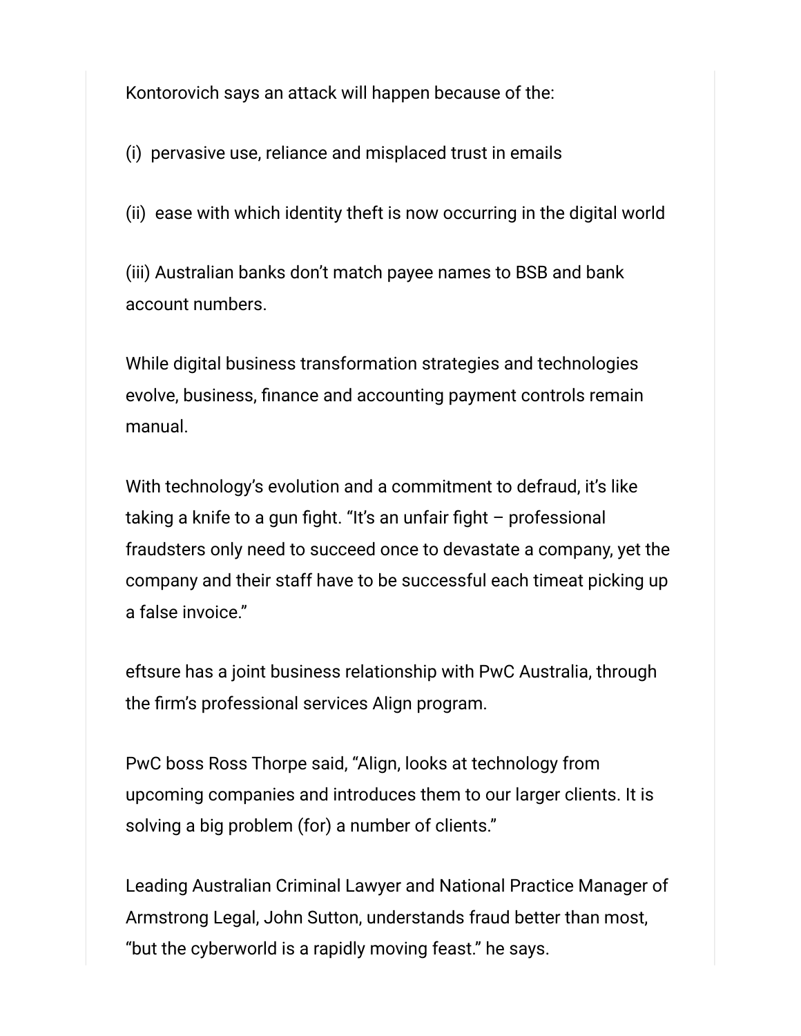Kontorovich says an attack will happen because of the:

(i) pervasive use, reliance and misplaced trust in emails

(ii) ease with which identity theft is now occurring in the digital world

(iii) Australian banks don't match payee names to BSB and bank account numbers.

While digital business transformation strategies and technologies evolve, business, finance and accounting payment controls remain manual.

With technology's evolution and a commitment to defraud, it's like taking a knife to a gun fight. "It's an unfair fight – professional fraudsters only need to succeed once to devastate a company, yet the company and their staff have to be successful each timeat picking up a false invoice."

eftsure has a joint business relationship with PwC Australia, through the firm's professional services Align program.

PwC boss Ross Thorpe said, "Align, looks at technology from upcoming companies and introduces them to our larger clients. It is solving a big problem (for) a number of clients."

Leading Australian Criminal Lawyer and National Practice Manager of Armstrong Legal, John Sutton, understands fraud better than most, "but the cyberworld is a rapidly moving feast." he says.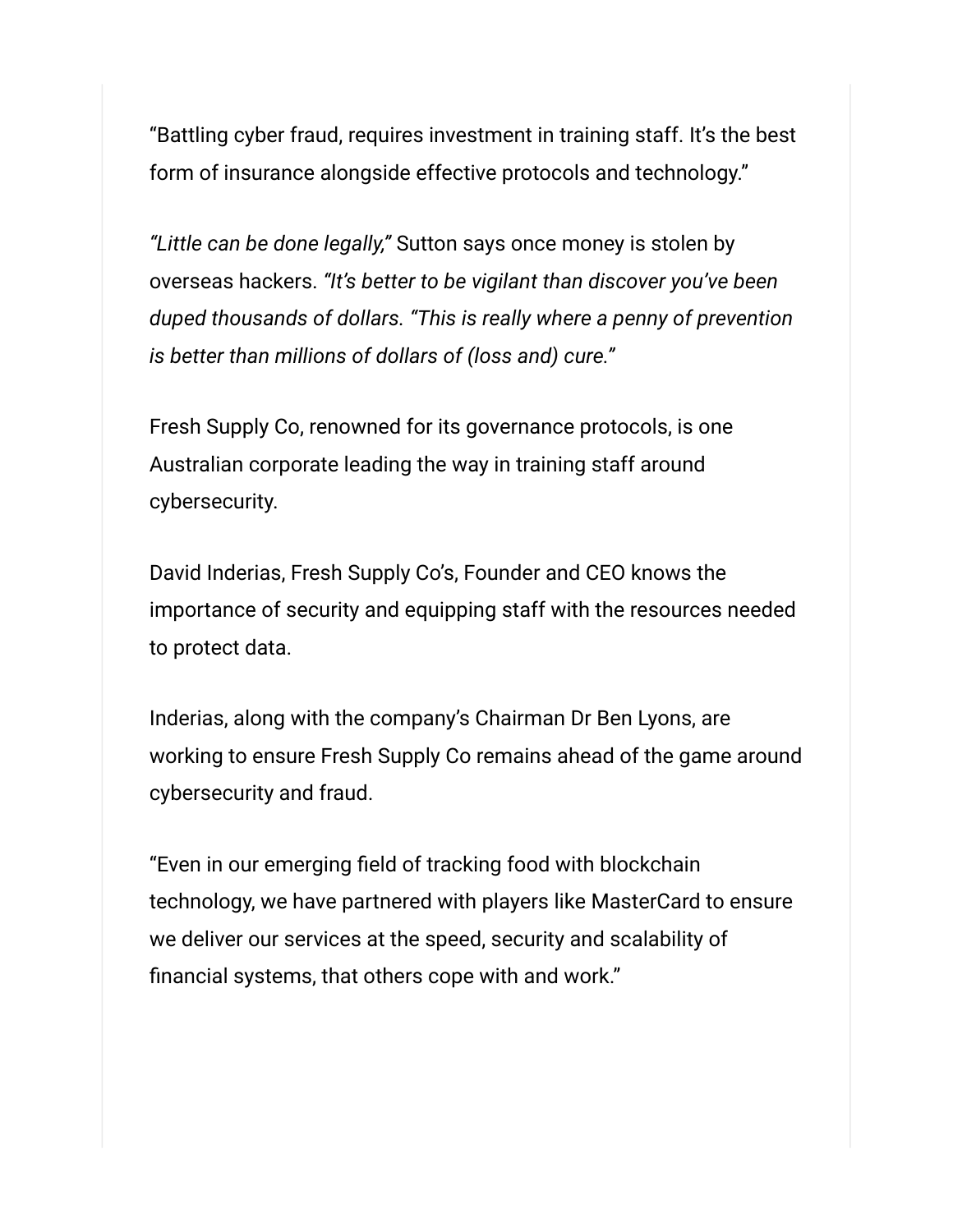"Battling cyber fraud, requires investment in training staff. It's the best form of insurance alongside effective protocols and technology."

*"Little can be done legally,"* Sutton says once money is stolen by overseas hackers. *"It's better to be vigilant than discover you've been duped thousands of dollars. "This is really where a penny of prevention is better than millions of dollars of (loss and) cure."*

Fresh Supply Co, renowned for its governance protocols, is one Australian corporate leading the way in training staff around cybersecurity.

David Inderias, Fresh Supply Co's, Founder and CEO knows the importance of security and equipping staff with the resources needed to protect data.

Inderias, along with the company's Chairman Dr Ben Lyons, are working to ensure Fresh Supply Co remains ahead of the game around cybersecurity and fraud.

"Even in our emerging field of tracking food with blockchain technology, we have partnered with players like MasterCard to ensure we deliver our services at the speed, security and scalability of financial systems, that others cope with and work."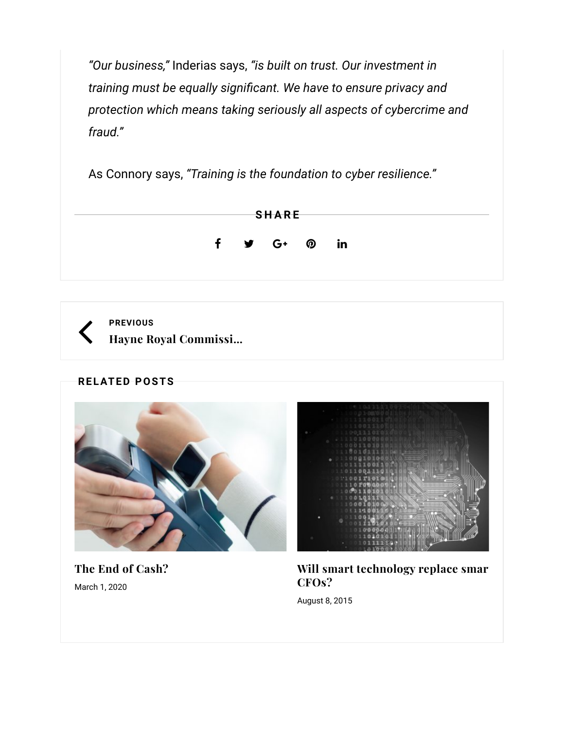*"Our business,"* Inderias says, *"is built on trust. Our investment in training must be equally significant. We have to ensure privacy and protection which means taking seriously all aspects of cybercrime and fraud."*

As Connory says, *"Training is the foundation to cyber resilience."*

**SHARE**

**PREVIOUS**

**Hayne Royal Commissi...**

**RELATED POSTS**

**The End of Cash?**

March 1, 2020

**Will smart technology replace smar CFOs?**

August 8, 2015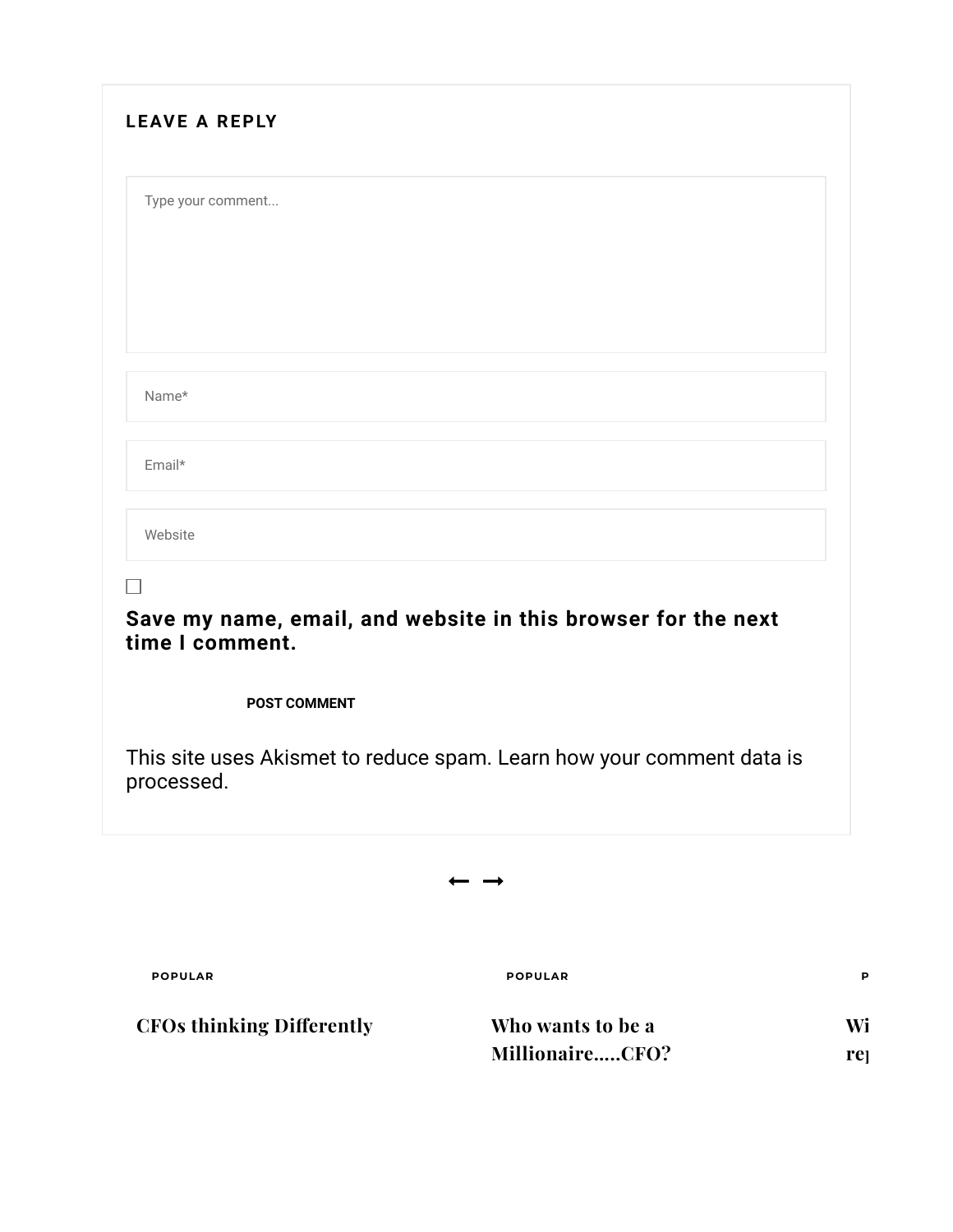## LEAVE A REPLY

Type your comment...

Name*

Email*

Website

☐

**Save my name, email, and website in this browser for the next time I comment.**

**POST COMMENT**

This site uses Akismet to reduce spam. Learn how your comment data is processed.

← →

POPULAR

**CFOs thinking Differently**

POPULAR

**Who wants to be a Millionaire.....CFO?**

P

**Wi re**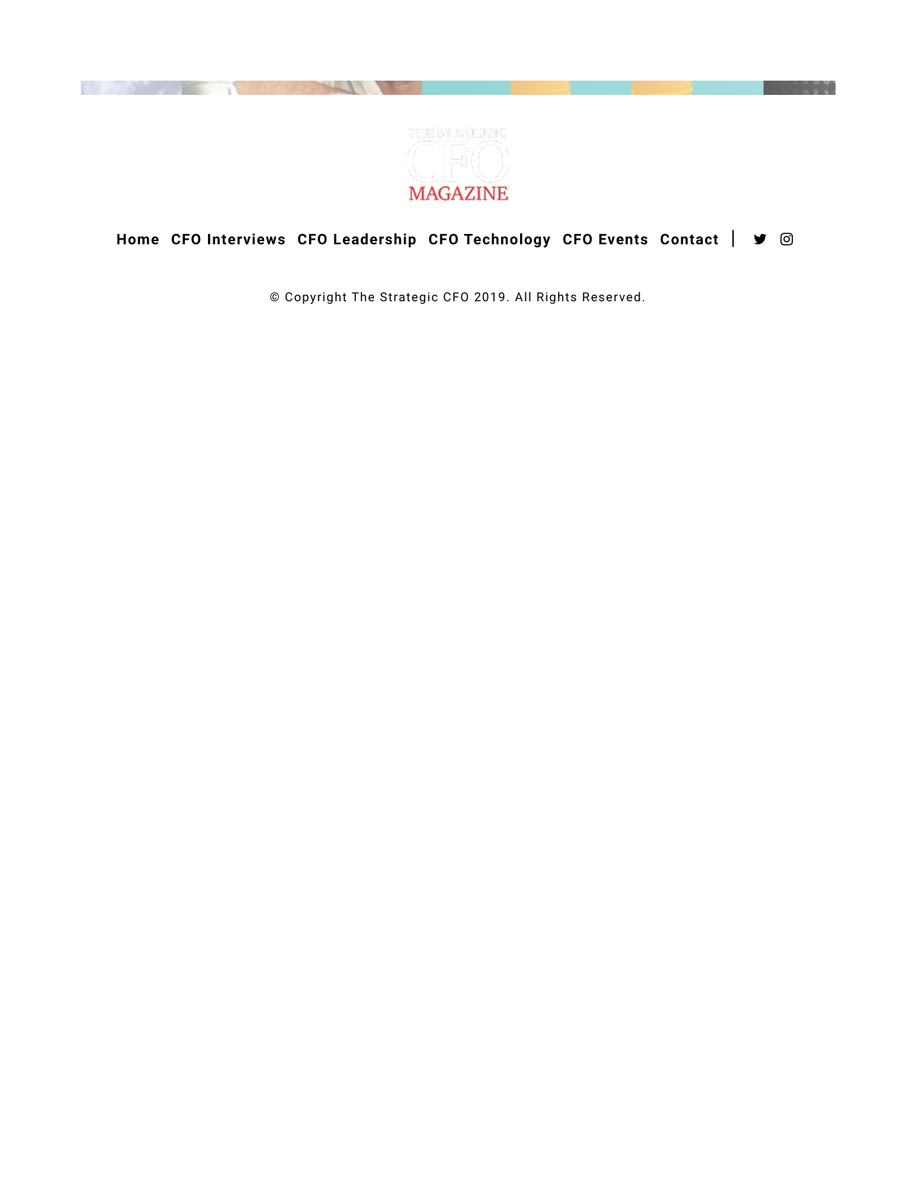THE STRATEGIC CFO MAGAZINE

Home CFO Interviews CFO Leadership CFO Technology CFO Events Contact |

© Copyright The Strategic CFO 2019. All Rights Reserved.